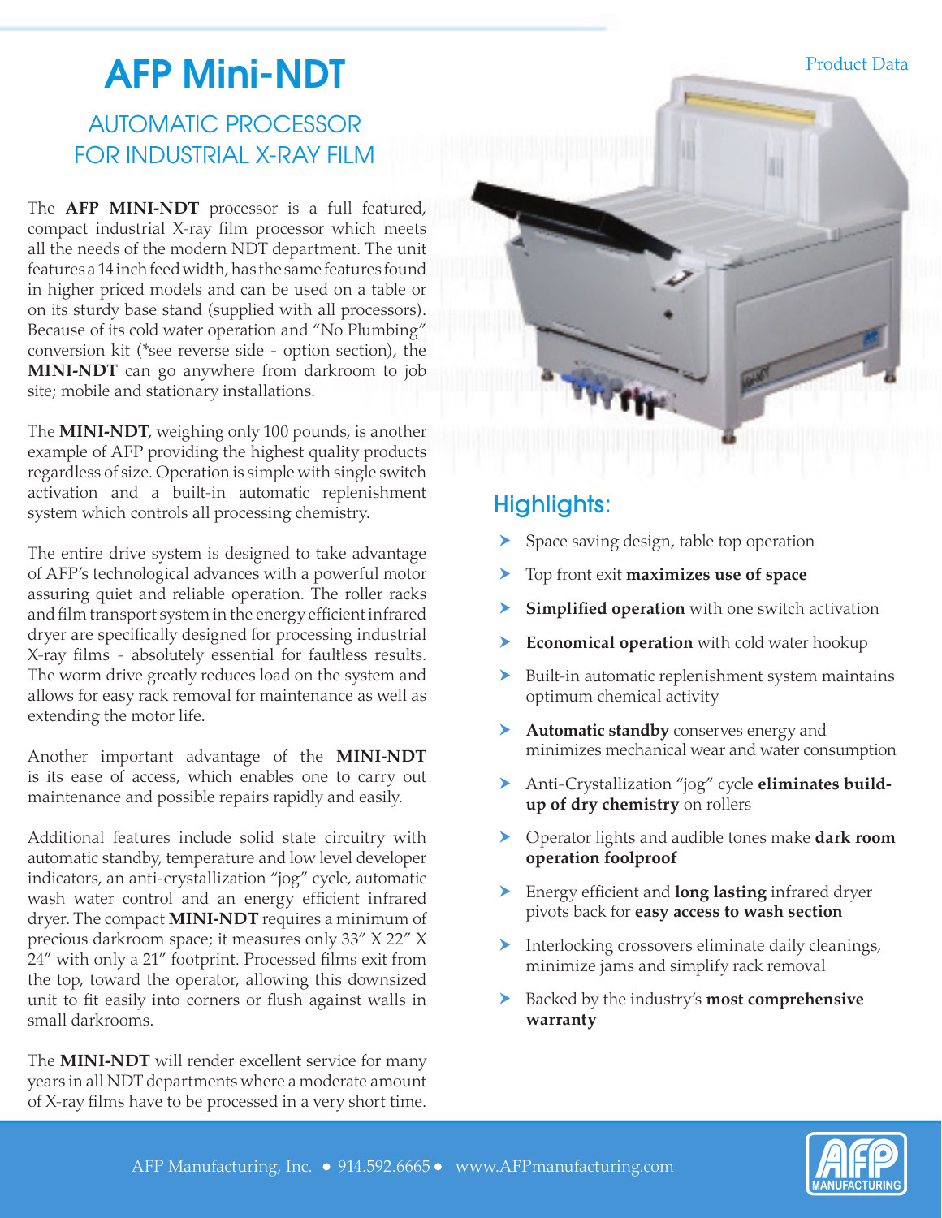Product Data

# AFP Mini-NDT

## AUTOMATIC PROCESSOR FOR INDUSTRIAL X-RAY FILM

The **AFP MINI-NDT** processor is a full featured, compact industrial X-ray film processor which meets all the needs of the modern NDT department. The unit features a 14 inch feed width, has the same features found in higher priced models and can be used on a table or on its sturdy base stand (supplied with all processors). Because of its cold water operation and "No Plumbing" conversion kit (*see reverse side - option section), the **MINI-NDT** can go anywhere from darkroom to job site; mobile and stationary installations.

The **MINI-NDT**, weighing only 100 pounds, is another example of AFP providing the highest quality products regardless of size. Operation is simple with single switch activation and a built-in automatic replenishment system which controls all processing chemistry.

The entire drive system is designed to take advantage of AFP's technological advances with a powerful motor assuring quiet and reliable operation. The roller racks and film transport system in the energy efficient infrared dryer are specifically designed for processing industrial X-ray films - absolutely essential for faultless results. The worm drive greatly reduces load on the system and allows for easy rack removal for maintenance as well as extending the motor life.

Another important advantage of the **MINI-NDT** is its ease of access, which enables one to carry out maintenance and possible repairs rapidly and easily.

Additional features include solid state circuitry with automatic standby, temperature and low level developer indicators, an anti-crystallization "jog" cycle, automatic wash water control and an energy efficient infrared dryer. The compact **MINI-NDT** requires a minimum of precious darkroom space; it measures only 33" X 22" X 24" with only a 21" footprint. Processed films exit from the top, toward the operator, allowing this downsized unit to fit easily into corners or flush against walls in small darkrooms.

The **MINI-NDT** will render excellent service for many years in all NDT departments where a moderate amount of X-ray films have to be processed in a very short time.

## Highlights:

- Space saving design, table top operation
- Top front exit **maximizes use of space**
- **Simplified operation** with one switch activation
- **Economical operation** with cold water hookup
- Built-in automatic replenishment system maintains optimum chemical activity
- **Automatic standby** conserves energy and minimizes mechanical wear and water consumption
- Anti-Crystallization "jog" cycle **eliminates build-up of dry chemistry** on rollers
- Operator lights and audible tones make **dark room operation foolproof**
- Energy efficient and **long lasting** infrared dryer pivots back for **easy access to wash section**
- Interlocking crossovers eliminate daily cleanings, minimize jams and simplify rack removal
- Backed by the industry's **most comprehensive warranty**

AFP Manufacturing, Inc. • 914.592.6665 • www.AFPmanufacturing.com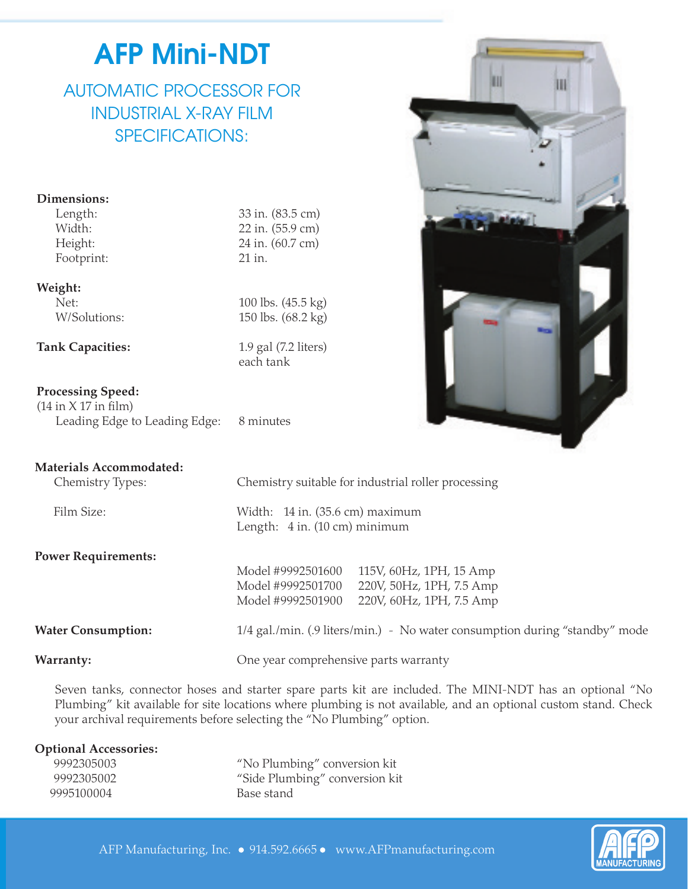# AFP Mini-NDT

## AUTOMATIC PROCESSOR FOR INDUSTRIAL X-RAY FILM SPECIFICATIONS:

**Dimensions:**

| | |
|---|---|
| Length: | 33 in. (83.5 cm) |
| Width: | 22 in. (55.9 cm) |
| Height: | 24 in. (60.7 cm) |
| Footprint: | 21 in. |

**Weight:**

| | |
|---|---|
| Net: | 100 lbs. (45.5 kg) |
| W/Solutions: | 150 lbs. (68.2 kg) |

**Tank Capacities:** 1.9 gal (7.2 liters) each tank

**Processing Speed:**
(14 in X 17 in film)
Leading Edge to Leading Edge: 8 minutes

**Materials Accommodated:**

Chemistry Types: Chemistry suitable for industrial roller processing

Film Size: Width: 14 in. (35.6 cm) maximum
Length: 4 in. (10 cm) minimum

**Power Requirements:**

| | |
|---|---|
| Model #9992501600 | 115V, 60Hz, 1PH, 15 Amp |
| Model #9992501700 | 220V, 50Hz, 1PH, 7.5 Amp |
| Model #9992501900 | 220V, 60Hz, 1PH, 7.5 Amp |

**Water Consumption:** 1/4 gal./min. (.9 liters/min.) - No water consumption during "standby" mode

**Warranty:** One year comprehensive parts warranty

Seven tanks, connector hoses and starter spare parts kit are included. The MINI-NDT has an optional "No Plumbing" kit available for site locations where plumbing is not available, and an optional custom stand. Check your archival requirements before selecting the "No Plumbing" option.

**Optional Accessories:**

| | |
|---|---|
| 9992305003 | "No Plumbing" conversion kit |
| 9992305002 | "Side Plumbing" conversion kit |
| 9995100004 | Base stand |

AFP Manufacturing, Inc. • 914.592.6665 • www.AFPmanufacturing.com